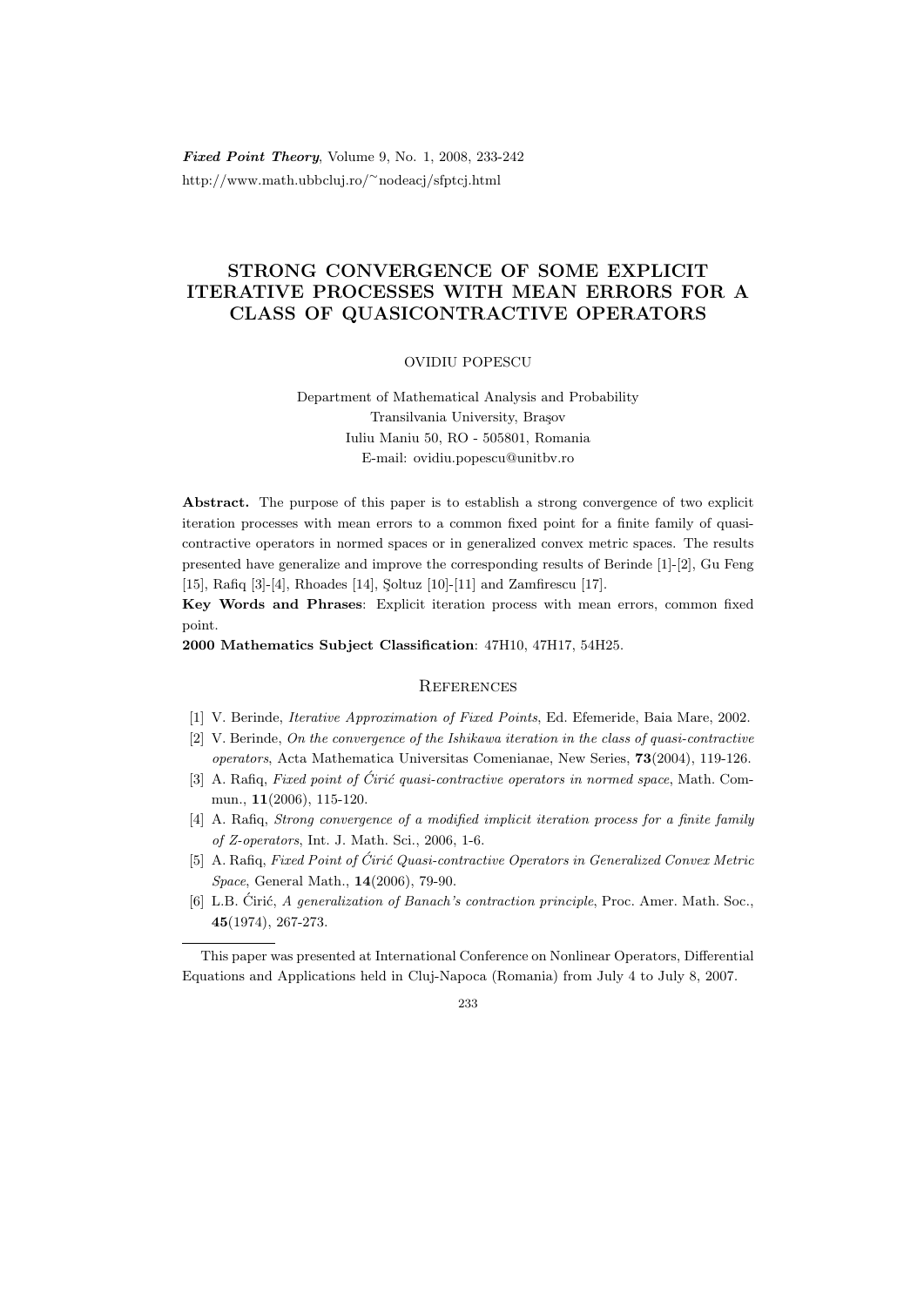# STRONG CONVERGENCE OF SOME EXPLICIT ITERATIVE PROCESSES WITH MEAN ERRORS FOR A CLASS OF QUASICONTRACTIVE OPERATORS

OVIDIU POPESCU

Department of Mathematical Analysis and Probability
Transilvania University, Braşov
Iuliu Maniu 50, RO - 505801, Romania
E-mail: ovidiu.popescu@unitbv.ro

**Abstract.** The purpose of this paper is to establish a strong convergence of two explicit iteration processes with mean errors to a common fixed point for a finite family of quasi-contractive operators in normed spaces or in generalized convex metric spaces. The results presented have generalize and improve the corresponding results of Berinde [1]-[2], Gu Feng [15], Rafiq [3]-[4], Rhoades [14], Şoltuz [10]-[11] and Zamfirescu [17].

**Key Words and Phrases**: Explicit iteration process with mean errors, common fixed point.

**2000 Mathematics Subject Classification**: 47H10, 47H17, 54H25.

## References

[1] V. Berinde, *Iterative Approximation of Fixed Points*, Ed. Efemeride, Baia Mare, 2002.

[2] V. Berinde, *On the convergence of the Ishikawa iteration in the class of quasi-contractive operators*, Acta Mathematica Universitas Comenianae, New Series, **73**(2004), 119-126.

[3] A. Rafiq, *Fixed point of Ćirić quasi-contractive operators in normed space*, Math. Commun., **11**(2006), 115-120.

[4] A. Rafiq, *Strong convergence of a modified implicit iteration process for a finite family of Z-operators*, Int. J. Math. Sci., 2006, 1-6.

[5] A. Rafiq, *Fixed Point of Ćirić Quasi-contractive Operators in Generalized Convex Metric Space*, General Math., **14**(2006), 79-90.

[6] L.B. Ćirić, *A generalization of Banach's contraction principle*, Proc. Amer. Math. Soc., **45**(1974), 267-273.

This paper was presented at International Conference on Nonlinear Operators, Differential Equations and Applications held in Cluj-Napoca (Romania) from July 4 to July 8, 2007.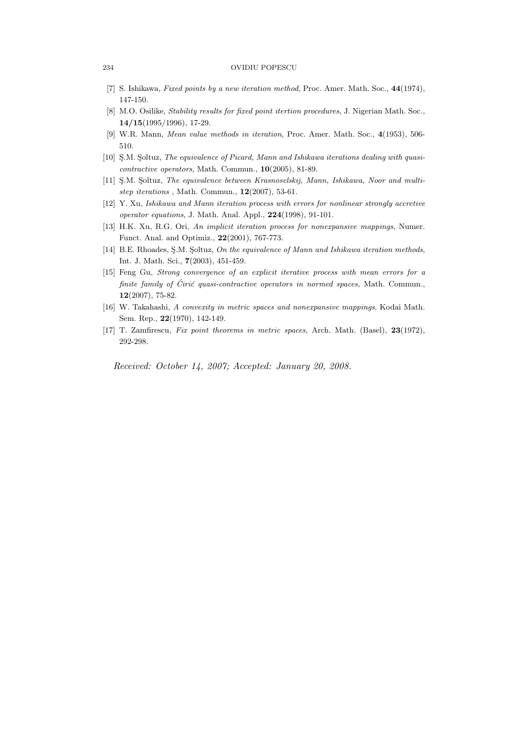[7] S. Ishikawa, *Fixed points by a new iteration method*, Proc. Amer. Math. Soc., **44**(1974), 147-150.

[8] M.O. Osilike, *Stability results for fixed point itertion procedures*, J. Nigerian Math. Soc., **14/15**(1995/1996), 17-29.

[9] W.R. Mann, *Mean value methods in iteration*, Proc. Amer. Math. Soc., **4**(1953), 506-510.

[10] Ş.M. Şoltuz, *The equivalence of Picard, Mann and Ishikawa iterations dealing with quasi-contractive operators*, Math. Commun., **10**(2005), 81-89.

[11] Ş.M. Şoltuz, *The equivalence between Krasnoselskij, Mann, Ishikawa, Noor and multi-step iterations* , Math. Commun., **12**(2007), 53-61.

[12] Y. Xu, *Ishikawa and Mann iteration process with errors for nonlinear strongly accretive operator equations*, J. Math. Anal. Appl., **224**(1998), 91-101.

[13] H.K. Xu, R.G. Ori, *An implicit iteration process for nonexpansive mappings*, Numer. Funct. Anal. and Optimiz., **22**(2001), 767-773.

[14] B.E. Rhoades, Ş.M. Şoltuz, *On the equivalence of Mann and Ishikawa iteration methods*, Int. J. Math. Sci., **7**(2003), 451-459.

[15] Feng Gu, *Strong convergence of an explicit iterative process with mean errors for a finite family of Ćirić quasi-contractive operators in normed spaces*, Math. Commun., **12**(2007), 75-82.

[16] W. Takahashi, *A convexity in metric spaces and nonexpansive mappings*, Kodai Math. Sem. Rep., **22**(1970), 142-149.

[17] T. Zamfirescu, *Fix point theorems in metric spaces*, Arch. Math. (Basel), **23**(1972), 292-298.

*Received: October 14, 2007; Accepted: January 20, 2008.*